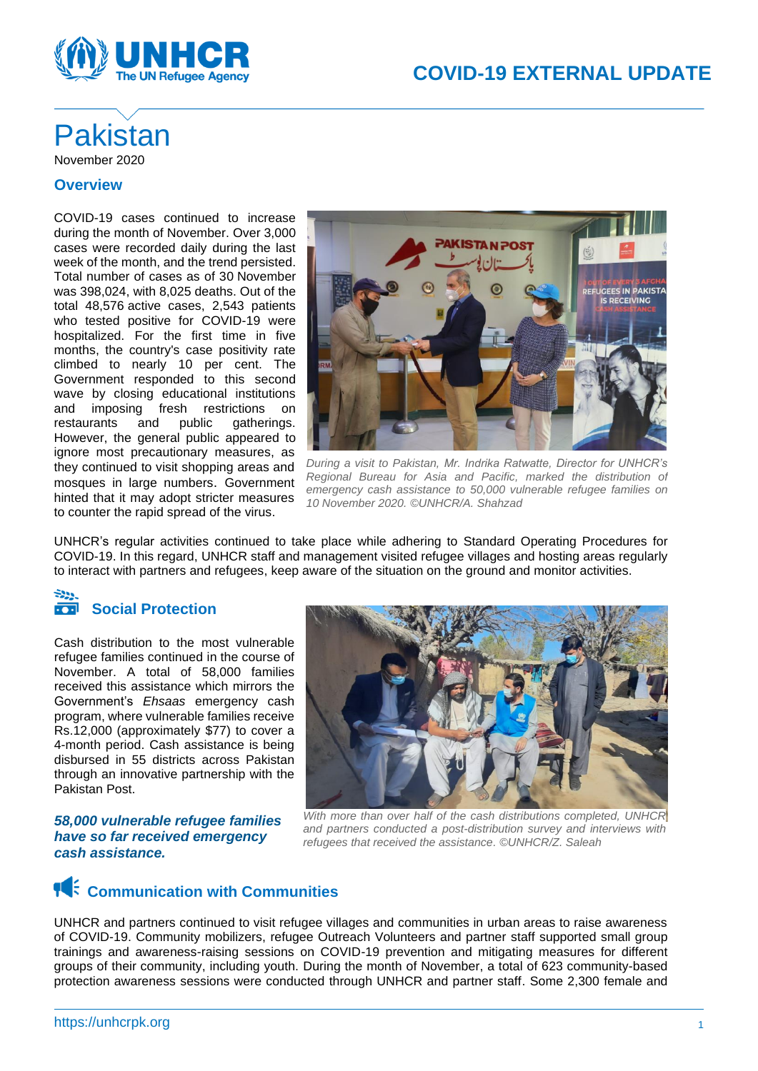# COVID-19 EXTERNAL UPDATE

# Pakistan

November 2020

## Overview

COVID-19 cases continued to increase during the month of November. Over 3,000 cases were recorded daily during the last week of the month, and the trend persisted. Total number of cases as of 30 November was 398,024, with 8,025 deaths. Out of the total 48,576 active cases, 2,543 patients who tested positive for COVID-19 were hospitalized. For the first time in five months, the country's case positivity rate climbed to nearly 10 per cent. The Government responded to this second wave by closing educational institutions and imposing fresh restrictions on restaurants and public gatherings. However, the general public appeared to ignore most precautionary measures, as they continued to visit shopping areas and mosques in large numbers. Government hinted that it may adopt stricter measures to counter the rapid spread of the virus.

*During a visit to Pakistan, Mr. Indrika Ratwatte, Director for UNHCR's Regional Bureau for Asia and Pacific, marked the distribution of emergency cash assistance to 50,000 vulnerable refugee families on 10 November 2020. ©UNHCR/A. Shahzad*

UNHCR's regular activities continued to take place while adhering to Standard Operating Procedures for COVID-19. In this regard, UNHCR staff and management visited refugee villages and hosting areas regularly to interact with partners and refugees, keep aware of the situation on the ground and monitor activities.

## Social Protection

Cash distribution to the most vulnerable refugee families continued in the course of November. A total of 58,000 families received this assistance which mirrors the Government's *Ehsaas* emergency cash program, where vulnerable families receive Rs.12,000 (approximately $77) to cover a 4-month period. Cash assistance is being disbursed in 55 districts across Pakistan through an innovative partnership with the Pakistan Post.

***58,000 vulnerable refugee families have so far received emergency cash assistance.***

*With more than over half of the cash distributions completed, UNHCR and partners conducted a post-distribution survey and interviews with refugees that received the assistance. ©UNHCR/Z. Saleah*

## Communication with Communities

UNHCR and partners continued to visit refugee villages and communities in urban areas to raise awareness of COVID-19. Community mobilizers, refugee Outreach Volunteers and partner staff supported small group trainings and awareness-raising sessions on COVID-19 prevention and mitigating measures for different groups of their community, including youth. During the month of November, a total of 623 community-based protection awareness sessions were conducted through UNHCR and partner staff. Some 2,300 female and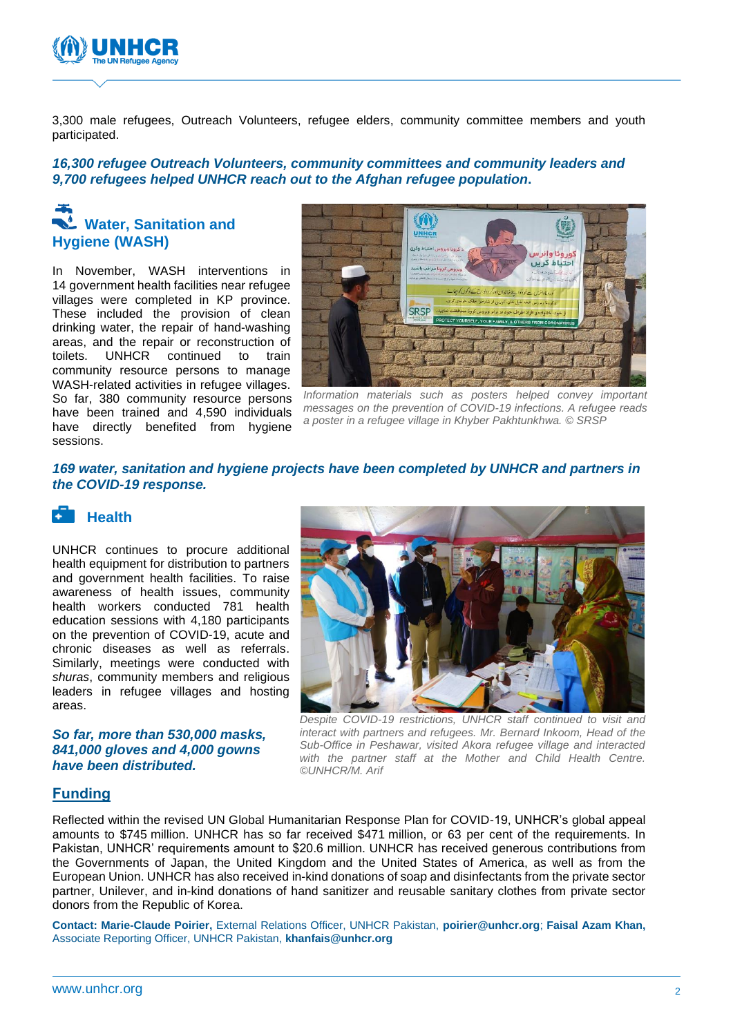3,300 male refugees, Outreach Volunteers, refugee elders, community committee members and youth participated.

***16,300 refugee Outreach Volunteers, community committees and community leaders and 9,700 refugees helped UNHCR reach out to the Afghan refugee population.***

## Water, Sanitation and Hygiene (WASH)

In November, WASH interventions in 14 government health facilities near refugee villages were completed in KP province. These included the provision of clean drinking water, the repair of hand-washing areas, and the repair or reconstruction of toilets. UNHCR continued to train community resource persons to manage WASH-related activities in refugee villages. So far, 380 community resource persons have been trained and 4,590 individuals have directly benefited from hygiene sessions.

*Information materials such as posters helped convey important messages on the prevention of COVID-19 infections. A refugee reads a poster in a refugee village in Khyber Pakhtunkhwa. © SRSP*

***169 water, sanitation and hygiene projects have been completed by UNHCR and partners in the COVID-19 response.***

## Health

UNHCR continues to procure additional health equipment for distribution to partners and government health facilities. To raise awareness of health issues, community health workers conducted 781 health education sessions with 4,180 participants on the prevention of COVID-19, acute and chronic diseases as well as referrals. Similarly, meetings were conducted with *shuras*, community members and religious leaders in refugee villages and hosting areas.

***So far, more than 530,000 masks, 841,000 gloves and 4,000 gowns have been distributed.***

*Despite COVID-19 restrictions, UNHCR staff continued to visit and interact with partners and refugees. Mr. Bernard Inkoom, Head of the Sub-Office in Peshawar, visited Akora refugee village and interacted with the partner staff at the Mother and Child Health Centre. ©UNHCR/M. Arif*

## Funding

Reflected within the revised UN Global Humanitarian Response Plan for COVID-19, UNHCR's global appeal amounts to $745 million. UNHCR has so far received $471 million, or 63 per cent of the requirements. In Pakistan, UNHCR' requirements amount to $20.6 million. UNHCR has received generous contributions from the Governments of Japan, the United Kingdom and the United States of America, as well as from the European Union. UNHCR has also received in-kind donations of soap and disinfectants from the private sector partner, Unilever, and in-kind donations of hand sanitizer and reusable sanitary clothes from private sector donors from the Republic of Korea.

**Contact: Marie-Claude Poirier,** External Relations Officer, UNHCR Pakistan, **poirier@unhcr.org**; **Faisal Azam Khan,** Associate Reporting Officer, UNHCR Pakistan, **khanfais@unhcr.org**